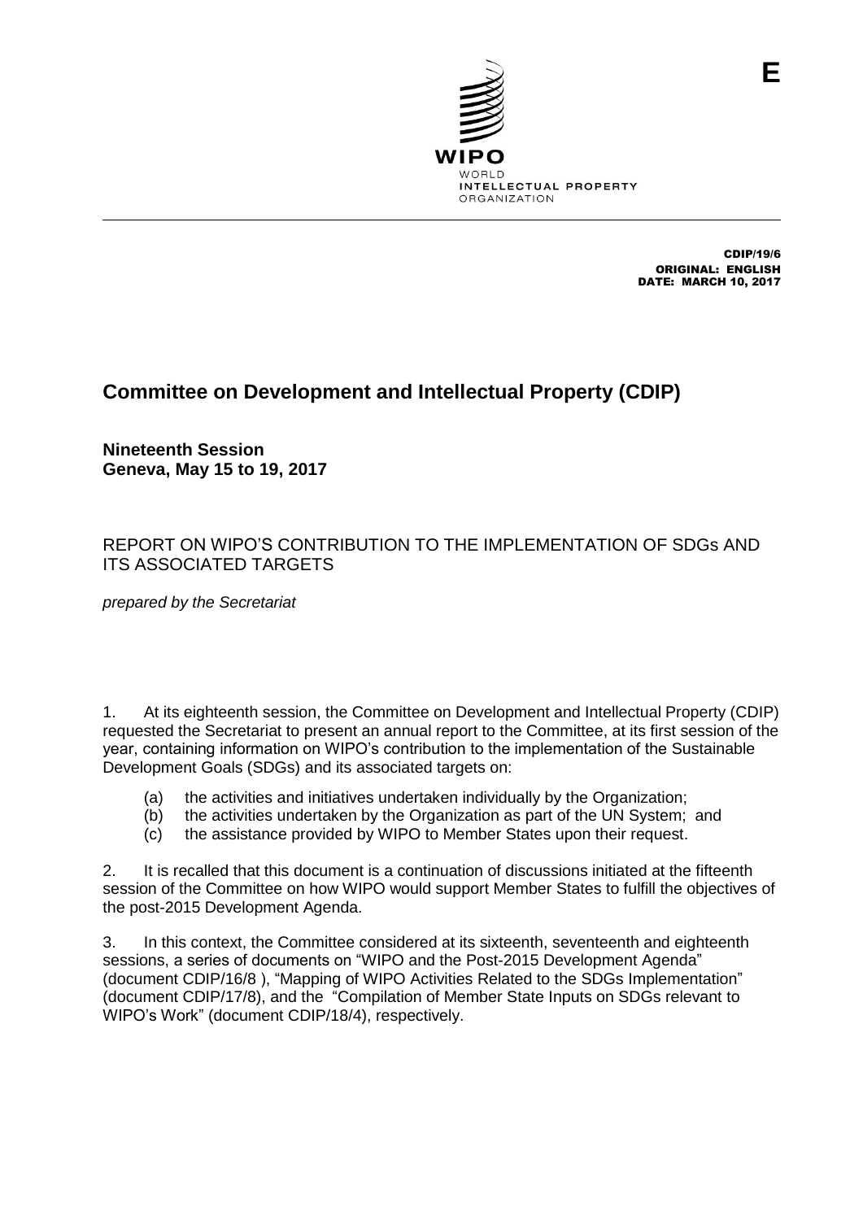E

WIPO
WORLD
INTELLECTUAL PROPERTY
ORGANIZATION

CDIP/19/6
ORIGINAL: ENGLISH
DATE: MARCH 10, 2017

# Committee on Development and Intellectual Property (CDIP)

**Nineteenth Session**
**Geneva, May 15 to 19, 2017**

## REPORT ON WIPO'S CONTRIBUTION TO THE IMPLEMENTATION OF SDGs AND ITS ASSOCIATED TARGETS

*prepared by the Secretariat*

1. At its eighteenth session, the Committee on Development and Intellectual Property (CDIP) requested the Secretariat to present an annual report to the Committee, at its first session of the year, containing information on WIPO's contribution to the implementation of the Sustainable Development Goals (SDGs) and its associated targets on:

   (a) the activities and initiatives undertaken individually by the Organization;
   (b) the activities undertaken by the Organization as part of the UN System; and
   (c) the assistance provided by WIPO to Member States upon their request.

2. It is recalled that this document is a continuation of discussions initiated at the fifteenth session of the Committee on how WIPO would support Member States to fulfill the objectives of the post-2015 Development Agenda.

3. In this context, the Committee considered at its sixteenth, seventeenth and eighteenth sessions, a series of documents on "WIPO and the Post-2015 Development Agenda" (document CDIP/16/8 ), "Mapping of WIPO Activities Related to the SDGs Implementation" (document CDIP/17/8), and the "Compilation of Member State Inputs on SDGs relevant to WIPO's Work" (document CDIP/18/4), respectively.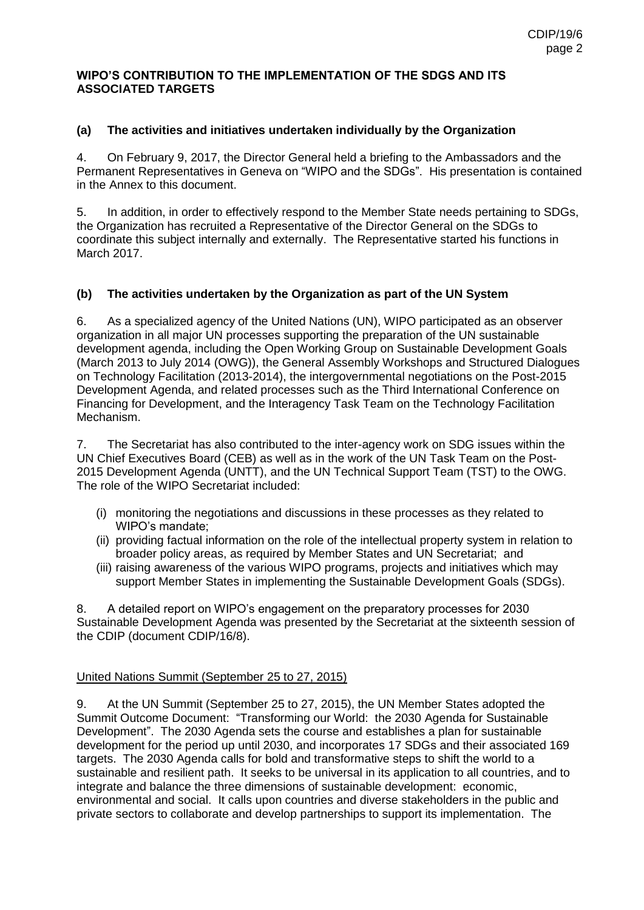**WIPO'S CONTRIBUTION TO THE IMPLEMENTATION OF THE SDGS AND ITS ASSOCIATED TARGETS**

### (a) The activities and initiatives undertaken individually by the Organization

4. On February 9, 2017, the Director General held a briefing to the Ambassadors and the Permanent Representatives in Geneva on "WIPO and the SDGs". His presentation is contained in the Annex to this document.

5. In addition, in order to effectively respond to the Member State needs pertaining to SDGs, the Organization has recruited a Representative of the Director General on the SDGs to coordinate this subject internally and externally. The Representative started his functions in March 2017.

### (b) The activities undertaken by the Organization as part of the UN System

6. As a specialized agency of the United Nations (UN), WIPO participated as an observer organization in all major UN processes supporting the preparation of the UN sustainable development agenda, including the Open Working Group on Sustainable Development Goals (March 2013 to July 2014 (OWG)), the General Assembly Workshops and Structured Dialogues on Technology Facilitation (2013-2014), the intergovernmental negotiations on the Post-2015 Development Agenda, and related processes such as the Third International Conference on Financing for Development, and the Interagency Task Team on the Technology Facilitation Mechanism.

7. The Secretariat has also contributed to the inter-agency work on SDG issues within the UN Chief Executives Board (CEB) as well as in the work of the UN Task Team on the Post-2015 Development Agenda (UNTT), and the UN Technical Support Team (TST) to the OWG. The role of the WIPO Secretariat included:

(i) monitoring the negotiations and discussions in these processes as they related to WIPO's mandate;
(ii) providing factual information on the role of the intellectual property system in relation to broader policy areas, as required by Member States and UN Secretariat; and
(iii) raising awareness of the various WIPO programs, projects and initiatives which may support Member States in implementing the Sustainable Development Goals (SDGs).

8. A detailed report on WIPO's engagement on the preparatory processes for 2030 Sustainable Development Agenda was presented by the Secretariat at the sixteenth session of the CDIP (document CDIP/16/8).

United Nations Summit (September 25 to 27, 2015)

9. At the UN Summit (September 25 to 27, 2015), the UN Member States adopted the Summit Outcome Document: "Transforming our World: the 2030 Agenda for Sustainable Development". The 2030 Agenda sets the course and establishes a plan for sustainable development for the period up until 2030, and incorporates 17 SDGs and their associated 169 targets. The 2030 Agenda calls for bold and transformative steps to shift the world to a sustainable and resilient path. It seeks to be universal in its application to all countries, and to integrate and balance the three dimensions of sustainable development: economic, environmental and social. It calls upon countries and diverse stakeholders in the public and private sectors to collaborate and develop partnerships to support its implementation. The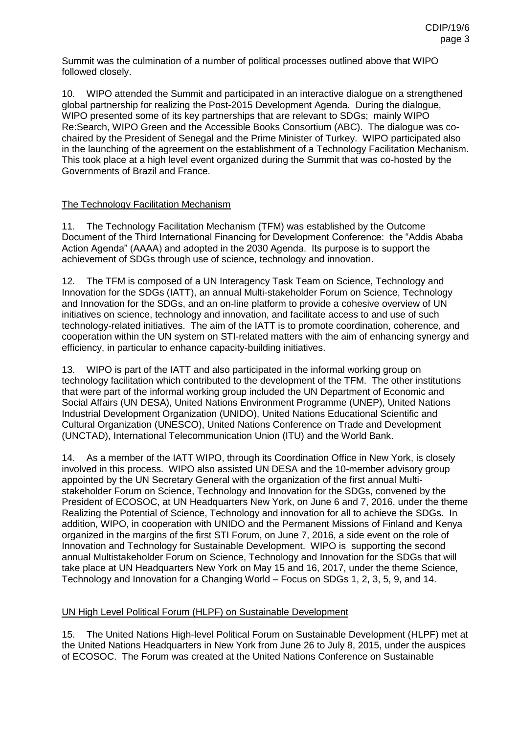Summit was the culmination of a number of political processes outlined above that WIPO followed closely.

10. WIPO attended the Summit and participated in an interactive dialogue on a strengthened global partnership for realizing the Post-2015 Development Agenda. During the dialogue, WIPO presented some of its key partnerships that are relevant to SDGs; mainly WIPO Re:Search, WIPO Green and the Accessible Books Consortium (ABC). The dialogue was co-chaired by the President of Senegal and the Prime Minister of Turkey. WIPO participated also in the launching of the agreement on the establishment of a Technology Facilitation Mechanism. This took place at a high level event organized during the Summit that was co-hosted by the Governments of Brazil and France.

## The Technology Facilitation Mechanism

11. The Technology Facilitation Mechanism (TFM) was established by the Outcome Document of the Third International Financing for Development Conference: the "Addis Ababa Action Agenda" (AAAA) and adopted in the 2030 Agenda. Its purpose is to support the achievement of SDGs through use of science, technology and innovation.

12. The TFM is composed of a UN Interagency Task Team on Science, Technology and Innovation for the SDGs (IATT), an annual Multi-stakeholder Forum on Science, Technology and Innovation for the SDGs, and an on-line platform to provide a cohesive overview of UN initiatives on science, technology and innovation, and facilitate access to and use of such technology-related initiatives. The aim of the IATT is to promote coordination, coherence, and cooperation within the UN system on STI-related matters with the aim of enhancing synergy and efficiency, in particular to enhance capacity-building initiatives.

13. WIPO is part of the IATT and also participated in the informal working group on technology facilitation which contributed to the development of the TFM. The other institutions that were part of the informal working group included the UN Department of Economic and Social Affairs (UN DESA), United Nations Environment Programme (UNEP), United Nations Industrial Development Organization (UNIDO), United Nations Educational Scientific and Cultural Organization (UNESCO), United Nations Conference on Trade and Development (UNCTAD), International Telecommunication Union (ITU) and the World Bank.

14. As a member of the IATT WIPO, through its Coordination Office in New York, is closely involved in this process. WIPO also assisted UN DESA and the 10-member advisory group appointed by the UN Secretary General with the organization of the first annual Multi-stakeholder Forum on Science, Technology and Innovation for the SDGs, convened by the President of ECOSOC, at UN Headquarters New York, on June 6 and 7, 2016, under the theme Realizing the Potential of Science, Technology and innovation for all to achieve the SDGs. In addition, WIPO, in cooperation with UNIDO and the Permanent Missions of Finland and Kenya organized in the margins of the first STI Forum, on June 7, 2016, a side event on the role of Innovation and Technology for Sustainable Development. WIPO is supporting the second annual Multistakeholder Forum on Science, Technology and Innovation for the SDGs that will take place at UN Headquarters New York on May 15 and 16, 2017, under the theme Science, Technology and Innovation for a Changing World – Focus on SDGs 1, 2, 3, 5, 9, and 14.

## UN High Level Political Forum (HLPF) on Sustainable Development

15. The United Nations High-level Political Forum on Sustainable Development (HLPF) met at the United Nations Headquarters in New York from June 26 to July 8, 2015, under the auspices of ECOSOC. The Forum was created at the United Nations Conference on Sustainable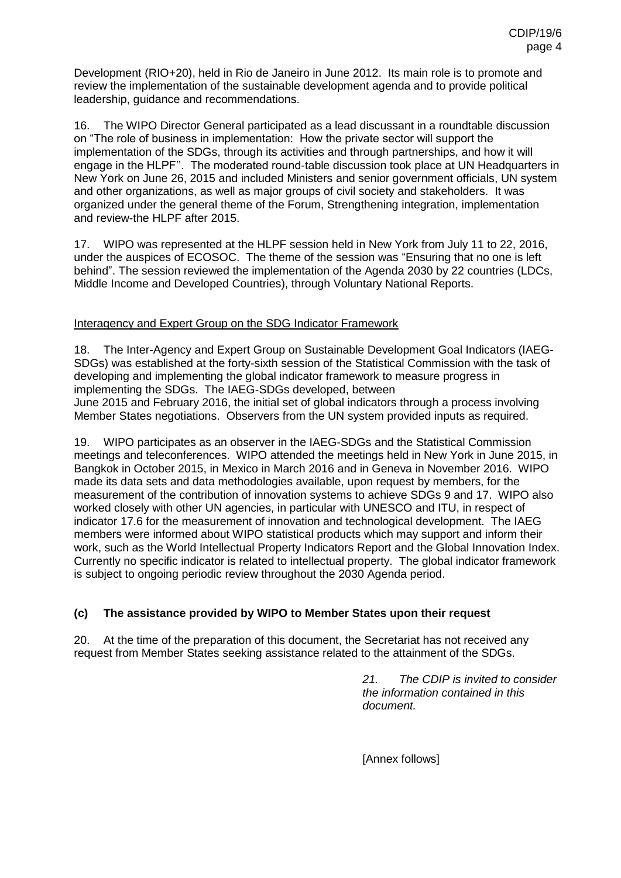Development (RIO+20), held in Rio de Janeiro in June 2012. Its main role is to promote and review the implementation of the sustainable development agenda and to provide political leadership, guidance and recommendations.

16. The WIPO Director General participated as a lead discussant in a roundtable discussion on "The role of business in implementation: How the private sector will support the implementation of the SDGs, through its activities and through partnerships, and how it will engage in the HLPF''. The moderated round-table discussion took place at UN Headquarters in New York on June 26, 2015 and included Ministers and senior government officials, UN system and other organizations, as well as major groups of civil society and stakeholders. It was organized under the general theme of the Forum, Strengthening integration, implementation and review-the HLPF after 2015.

17. WIPO was represented at the HLPF session held in New York from July 11 to 22, 2016, under the auspices of ECOSOC. The theme of the session was "Ensuring that no one is left behind". The session reviewed the implementation of the Agenda 2030 by 22 countries (LDCs, Middle Income and Developed Countries), through Voluntary National Reports.

<u>Interagency and Expert Group on the SDG Indicator Framework</u>

18. The Inter-Agency and Expert Group on Sustainable Development Goal Indicators (IAEG-SDGs) was established at the forty-sixth session of the Statistical Commission with the task of developing and implementing the global indicator framework to measure progress in implementing the SDGs. The IAEG-SDGs developed, between June 2015 and February 2016, the initial set of global indicators through a process involving Member States negotiations. Observers from the UN system provided inputs as required.

19. WIPO participates as an observer in the IAEG-SDGs and the Statistical Commission meetings and teleconferences. WIPO attended the meetings held in New York in June 2015, in Bangkok in October 2015, in Mexico in March 2016 and in Geneva in November 2016. WIPO made its data sets and data methodologies available, upon request by members, for the measurement of the contribution of innovation systems to achieve SDGs 9 and 17. WIPO also worked closely with other UN agencies, in particular with UNESCO and ITU, in respect of indicator 17.6 for the measurement of innovation and technological development. The IAEG members were informed about WIPO statistical products which may support and inform their work, such as the World Intellectual Property Indicators Report and the Global Innovation Index. Currently no specific indicator is related to intellectual property. The global indicator framework is subject to ongoing periodic review throughout the 2030 Agenda period.

### (c) The assistance provided by WIPO to Member States upon their request

20. At the time of the preparation of this document, the Secretariat has not received any request from Member States seeking assistance related to the attainment of the SDGs.

*21. The CDIP is invited to consider the information contained in this document.*

[Annex follows]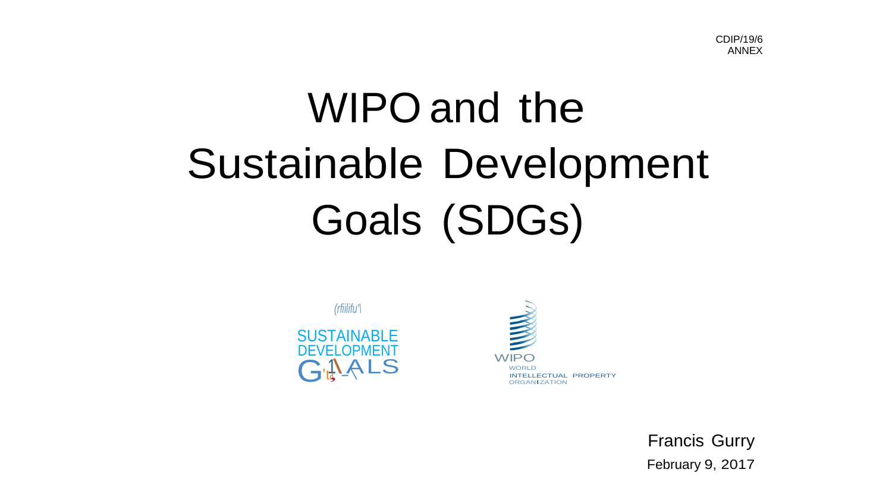CDIP/19/6
ANNEX

# WIPO and the Sustainable Development Goals (SDGs)

SUSTAINABLE DEVELOPMENT GOALS

WIPO
WORLD INTELLECTUAL PROPERTY ORGANIZATION

Francis Gurry
February 9, 2017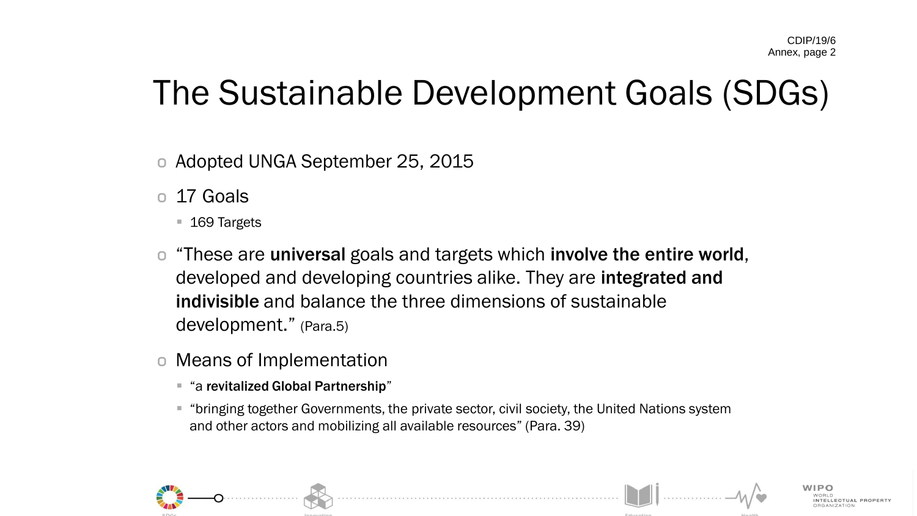# The Sustainable Development Goals (SDGs)

- Adopted UNGA September 25, 2015
- 17 Goals
  - 169 Targets
- “These are **universal** goals and targets which **involve the entire world**, developed and developing countries alike. They are **integrated and indivisible** and balance the three dimensions of sustainable development.” (Para.5)
- Means of Implementation
  - “a **revitalized Global Partnership**”
  - “bringing together Governments, the private sector, civil society, the United Nations system and other actors and mobilizing all available resources” (Para. 39)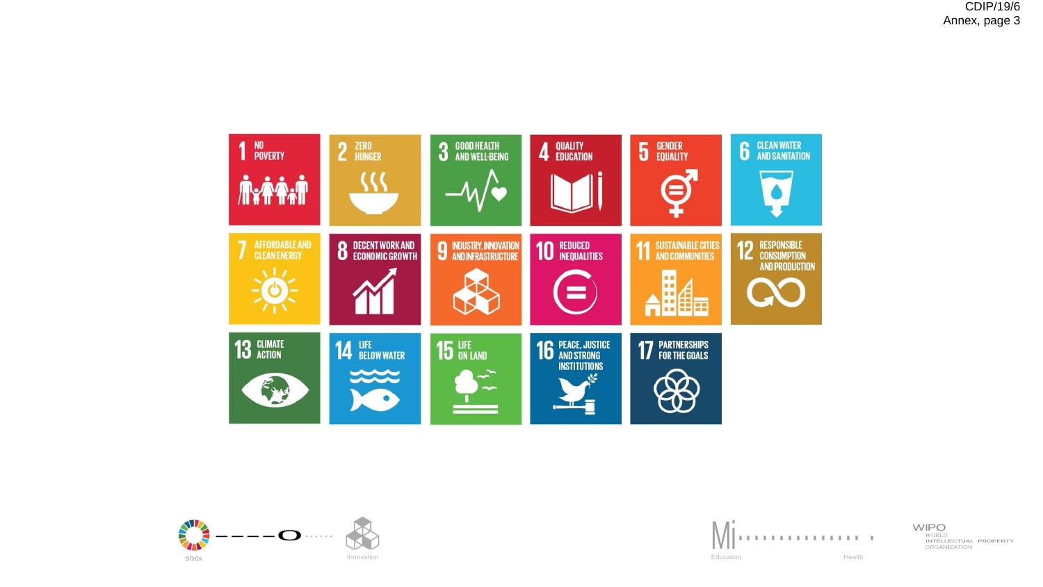1 NO POVERTY

2 ZERO HUNGER

3 GOOD HEALTH AND WELL-BEING

4 QUALITY EDUCATION

5 GENDER EQUALITY

6 CLEAN WATER AND SANITATION

7 AFFORDABLE AND CLEAN ENERGY

8 DECENT WORK AND ECONOMIC GROWTH

9 INDUSTRY, INNOVATION AND INFRASTRUCTURE

10 REDUCED INEQUALITIES

11 SUSTAINABLE CITIES AND COMMUNITIES

12 RESPONSIBLE CONSUMPTION AND PRODUCTION

13 CLIMATE ACTION

14 LIFE BELOW WATER

15 LIFE ON LAND

16 PEACE, JUSTICE AND STRONG INSTITUTIONS

17 PARTNERSHIPS FOR THE GOALS

SDGs

Innovation

Education

Health

WIPO
WORLD INTELLECTUAL PROPERTY ORGANIZATION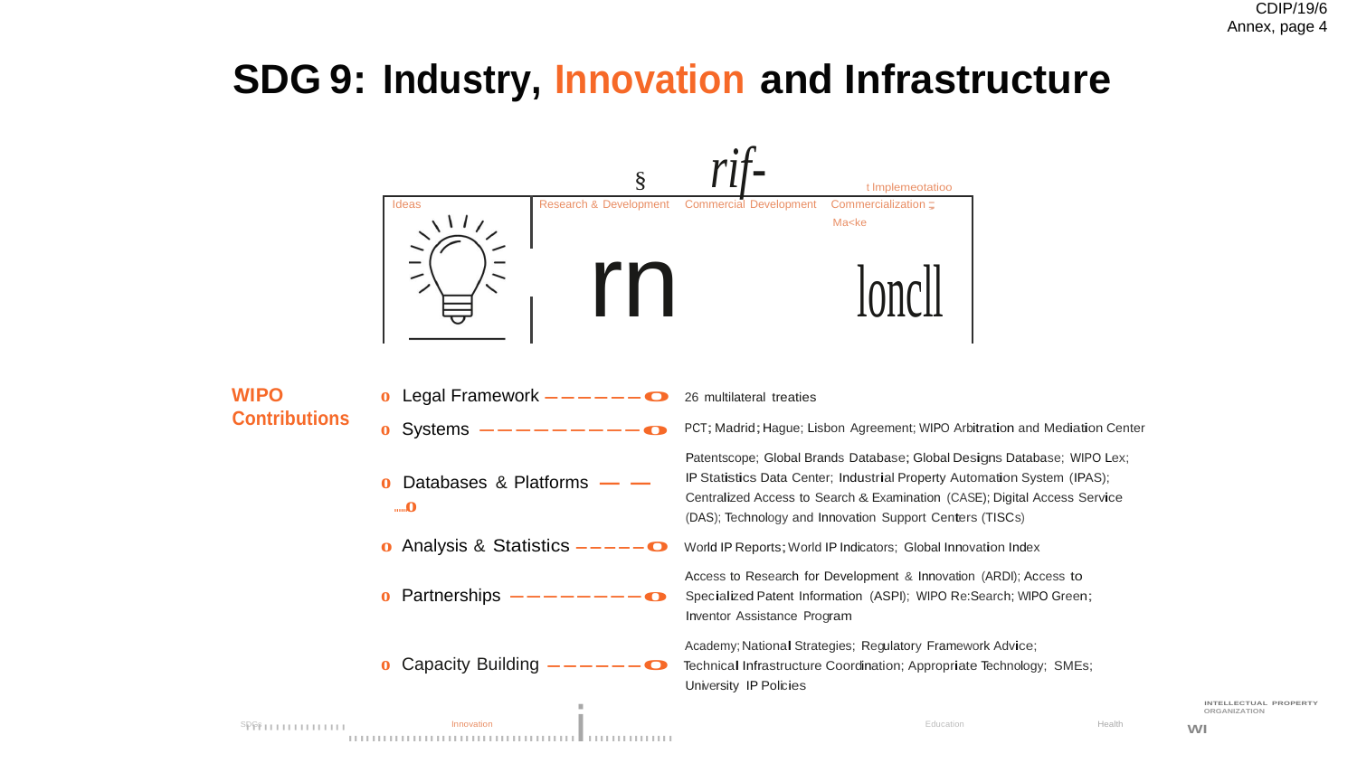# SDG 9: Industry, Innovation and Infrastructure

Ideas | Research & Development | Commercial Development | Commercialization | Implementation | Market

## WIPO Contributions

- **Legal Framework** — 26 multilateral treaties
- **Systems** — PCT; Madrid; Hague; Lisbon Agreement; WIPO Arbitration and Mediation Center
- **Databases & Platforms** — Patentscope; Global Brands Database; Global Designs Database; WIPO Lex; IP Statistics Data Center; Industrial Property Automation System (IPAS); Centralized Access to Search & Examination (CASE); Digital Access Service (DAS); Technology and Innovation Support Centers (TISCs)
- **Analysis & Statistics** — World IP Reports; World IP Indicators; Global Innovation Index
- **Partnerships** — Access to Research for Development & Innovation (ARDI); Access to Specialized Patent Information (ASPI); WIPO Re:Search; WIPO Green; Inventor Assistance Program
- **Capacity Building** — Academy; National Strategies; Regulatory Framework Advice; Technical Infrastructure Coordination; Appropriate Technology; SMEs; University IP Policies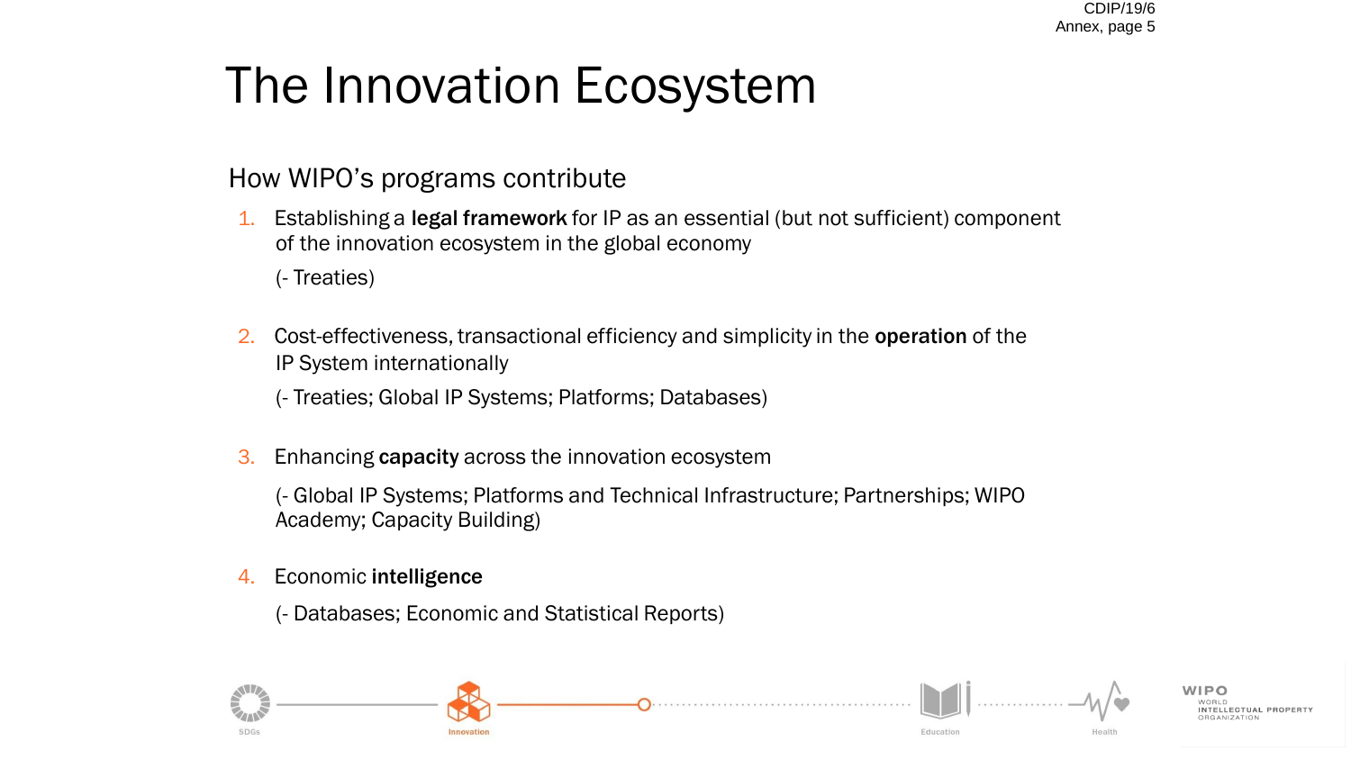# The Innovation Ecosystem

## How WIPO's programs contribute

1. Establishing a **legal framework** for IP as an essential (but not sufficient) component of the innovation ecosystem in the global economy

   (- Treaties)

2. Cost-effectiveness, transactional efficiency and simplicity in the **operation** of the IP System internationally

   (- Treaties; Global IP Systems; Platforms; Databases)

3. Enhancing **capacity** across the innovation ecosystem

   (- Global IP Systems; Platforms and Technical Infrastructure; Partnerships; WIPO Academy; Capacity Building)

4. Economic **intelligence**

   (- Databases; Economic and Statistical Reports)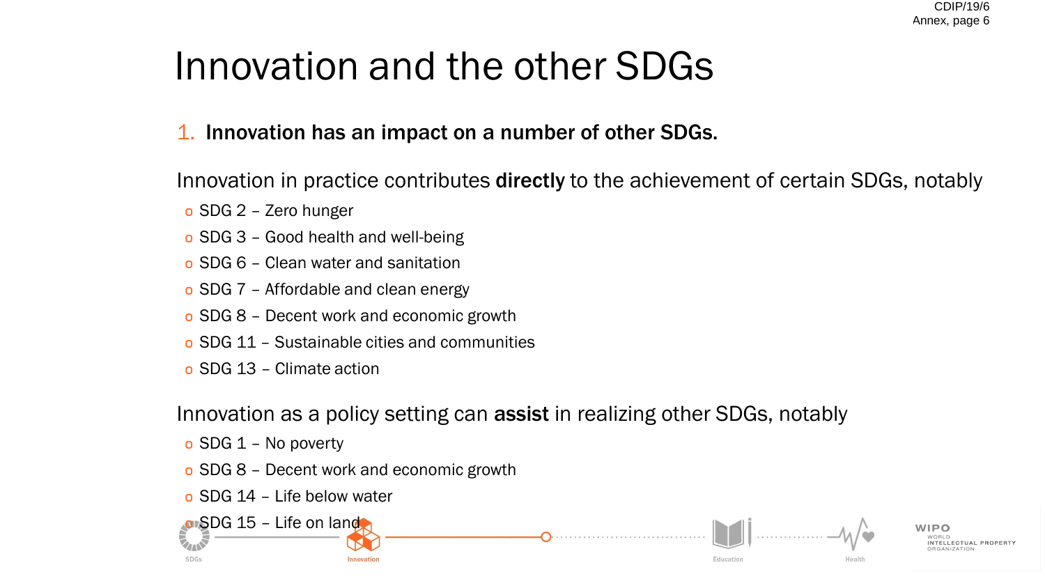# Innovation and the other SDGs

1. **Innovation has an impact on a number of other SDGs.**

Innovation in practice contributes **directly** to the achievement of certain SDGs, notably

- SDG 2 – Zero hunger
- SDG 3 – Good health and well-being
- SDG 6 – Clean water and sanitation
- SDG 7 – Affordable and clean energy
- SDG 8 – Decent work and economic growth
- SDG 11 – Sustainable cities and communities
- SDG 13 – Climate action

Innovation as a policy setting can **assist** in realizing other SDGs, notably

- SDG 1 – No poverty
- SDG 8 – Decent work and economic growth
- SDG 14 – Life below water
- SDG 15 – Life on land

SDGs Innovation Education Health

WIPO WORLD INTELLECTUAL PROPERTY ORGANIZATION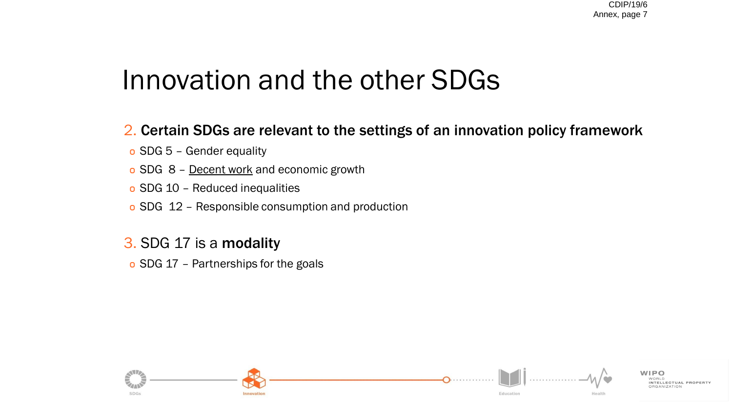# Innovation and the other SDGs

2. **Certain SDGs are relevant to the settings of an innovation policy framework**

- SDG 5 – Gender equality
- SDG 8 – Decent work and economic growth
- SDG 10 – Reduced inequalities
- SDG 12 – Responsible consumption and production

3. SDG 17 is a **modality**

- SDG 17 – Partnerships for the goals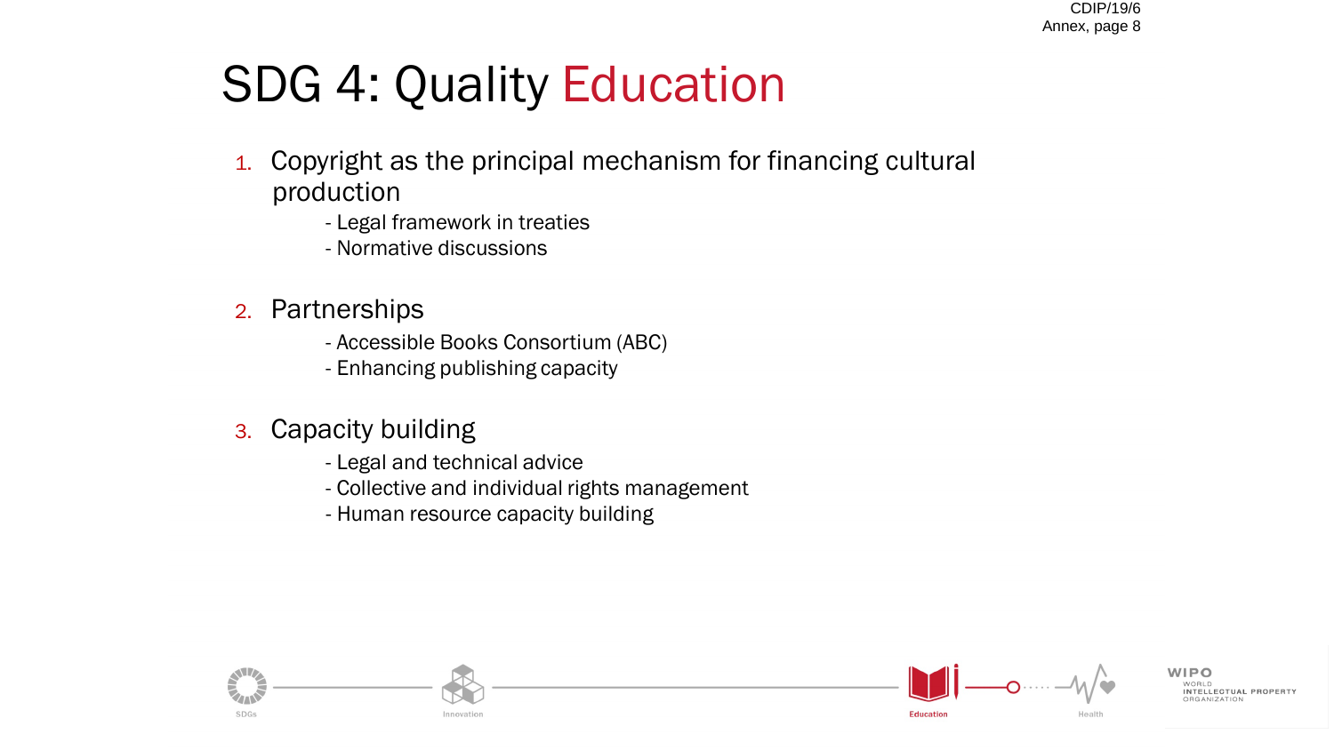# SDG 4: Quality Education

1. Copyright as the principal mechanism for financing cultural production
   - Legal framework in treaties
   - Normative discussions

2. Partnerships
   - Accessible Books Consortium (ABC)
   - Enhancing publishing capacity

3. Capacity building
   - Legal and technical advice
   - Collective and individual rights management
   - Human resource capacity building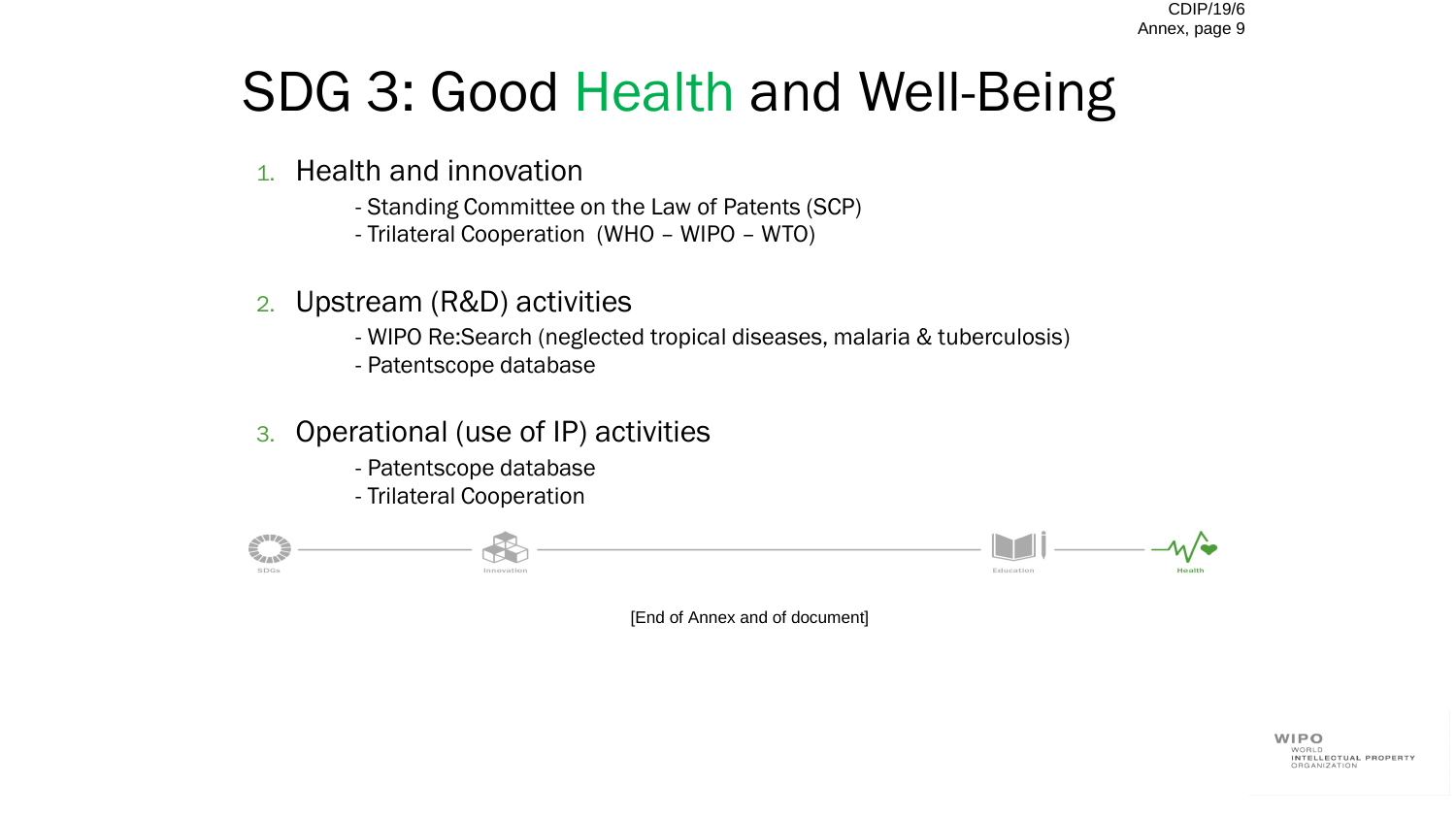# SDG 3: Good Health and Well-Being

1. Health and innovation
   - Standing Committee on the Law of Patents (SCP)
   - Trilateral Cooperation (WHO – WIPO – WTO)

2. Upstream (R&D) activities
   - WIPO Re:Search (neglected tropical diseases, malaria & tuberculosis)
   - Patentscope database

3. Operational (use of IP) activities
   - Patentscope database
   - Trilateral Cooperation

SDGs Innovation Education Health

[End of Annex and of document]